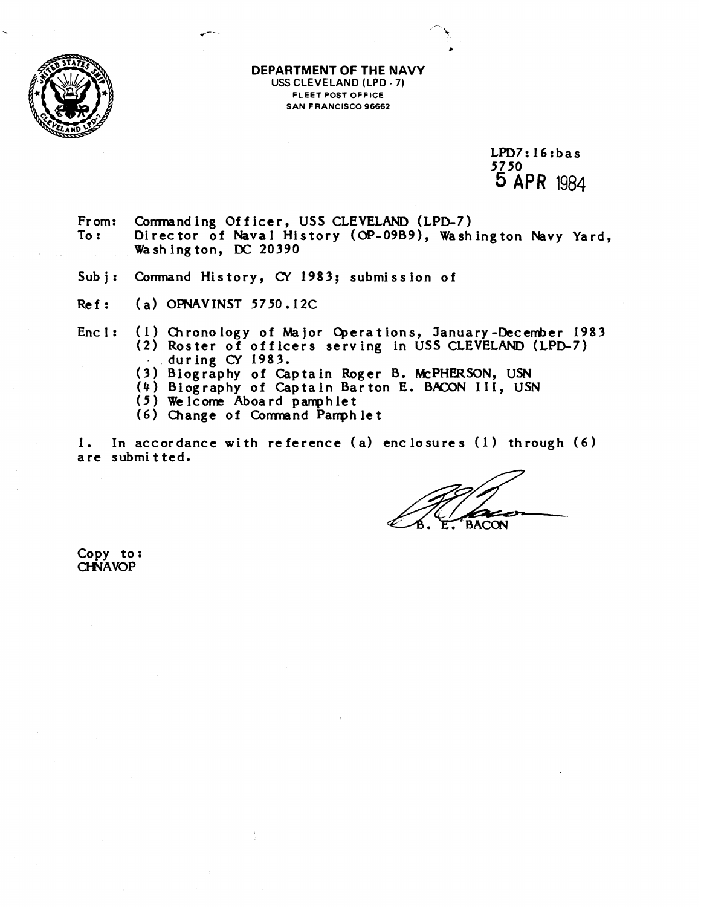**DEPARTMENT OF THE NAVY**
USS CLEVELAND (LPD - 7)
FLEET POST OFFICE
SAN FRANCISCO 96662

LPD7:16:bas
5750
5 APR 1984

From: Commanding Officer, USS CLEVELAND (LPD-7)
To: Director of Naval History (OP-09B9), Washington Navy Yard, Washington, DC 20390

Subj: Command History, CY 1983; submission of

Ref: (a) OPNAVINST 5750.12C

Encl: (1) Chronology of Major Operations, January-December 1983
(2) Roster of officers serving in USS CLEVELAND (LPD-7) during CY 1983.
(3) Biography of Captain Roger B. McPHERSON, USN
(4) Biography of Captain Barton E. BACON III, USN
(5) Welcome Aboard pamphlet
(6) Change of Command Pamphlet

1. In accordance with reference (a) enclosures (1) through (6) are submitted.

B. E. BACON

Copy to:
CHNAVOP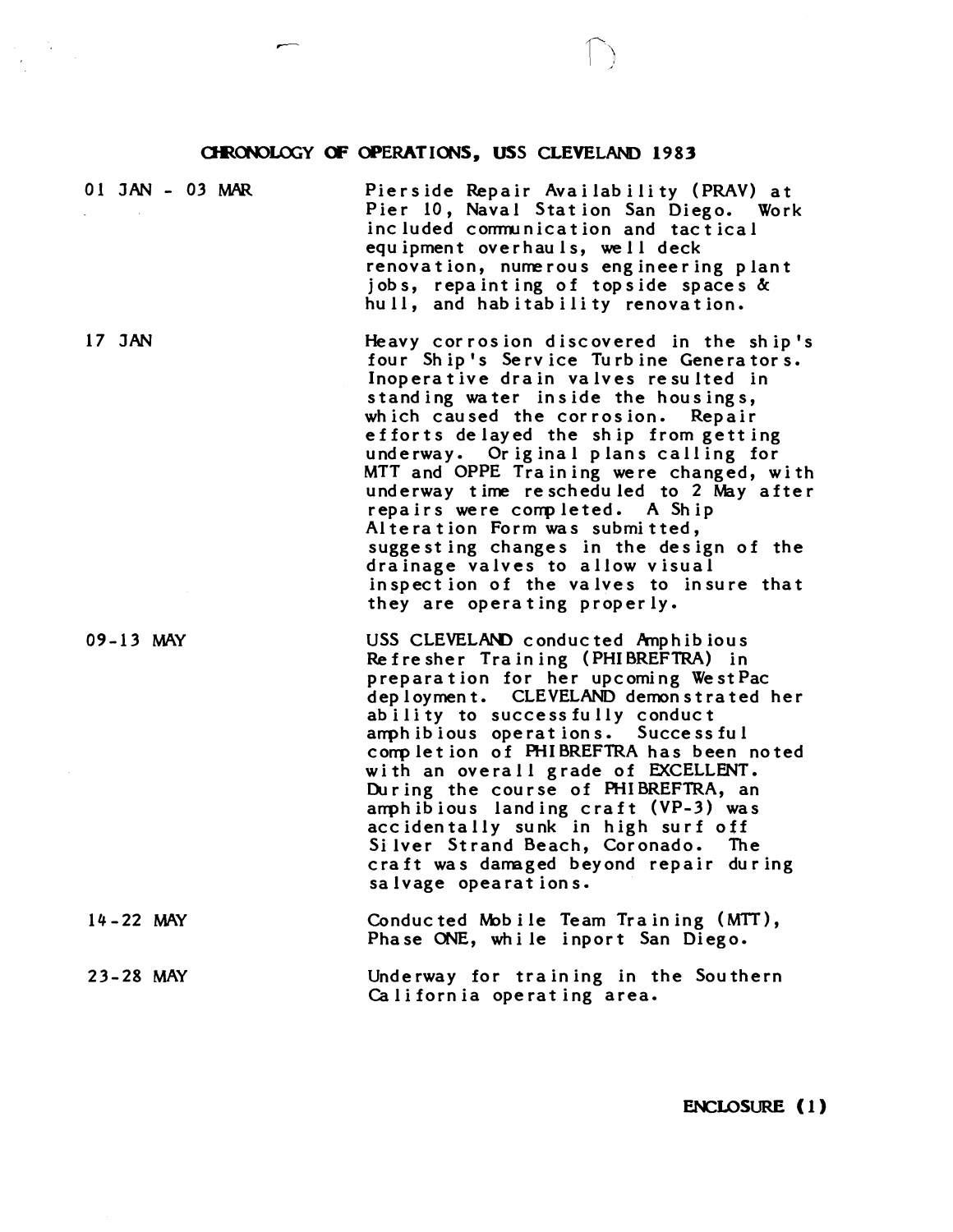# CHRONOLOGY OF OPERATIONS, USS CLEVELAND 1983

| | |
|---|---|
| 01 JAN - 03 MAR | Pierside Repair Availability (PRAV) at Pier 10, Naval Station San Diego. Work included communication and tactical equipment overhauls, well deck renovation, numerous engineering plant jobs, repainting of topside spaces & hull, and habitability renovation. |
| 17 JAN | Heavy corrosion discovered in the ship's four Ship's Service Turbine Generators. Inoperative drain valves resulted in standing water inside the housings, which caused the corrosion. Repair efforts delayed the ship from getting underway. Original plans calling for MTT and OPPE Training were changed, with underway time rescheduled to 2 May after repairs were completed. A Ship Alteration Form was submitted, suggesting changes in the design of the drainage valves to allow visual inspection of the valves to insure that they are operating properly. |
| 09-13 MAY | USS CLEVELAND conducted Amphibious Refresher Training (PHIBREFTRA) in preparation for her upcoming WestPac deployment. CLEVELAND demonstrated her ability to successfully conduct amphibious operations. Successful completion of PHIBREFTRA has been noted with an overall grade of EXCELLENT. During the course of PHIBREFTRA, an amphibious landing craft (VP-3) was accidentally sunk in high surf off Silver Strand Beach, Coronado. The craft was damaged beyond repair during salvage opearations. |
| 14-22 MAY | Conducted Mobile Team Training (MTT), Phase ONE, while inport San Diego. |
| 23-28 MAY | Underway for training in the Southern California operating area. |

ENCLOSURE (1)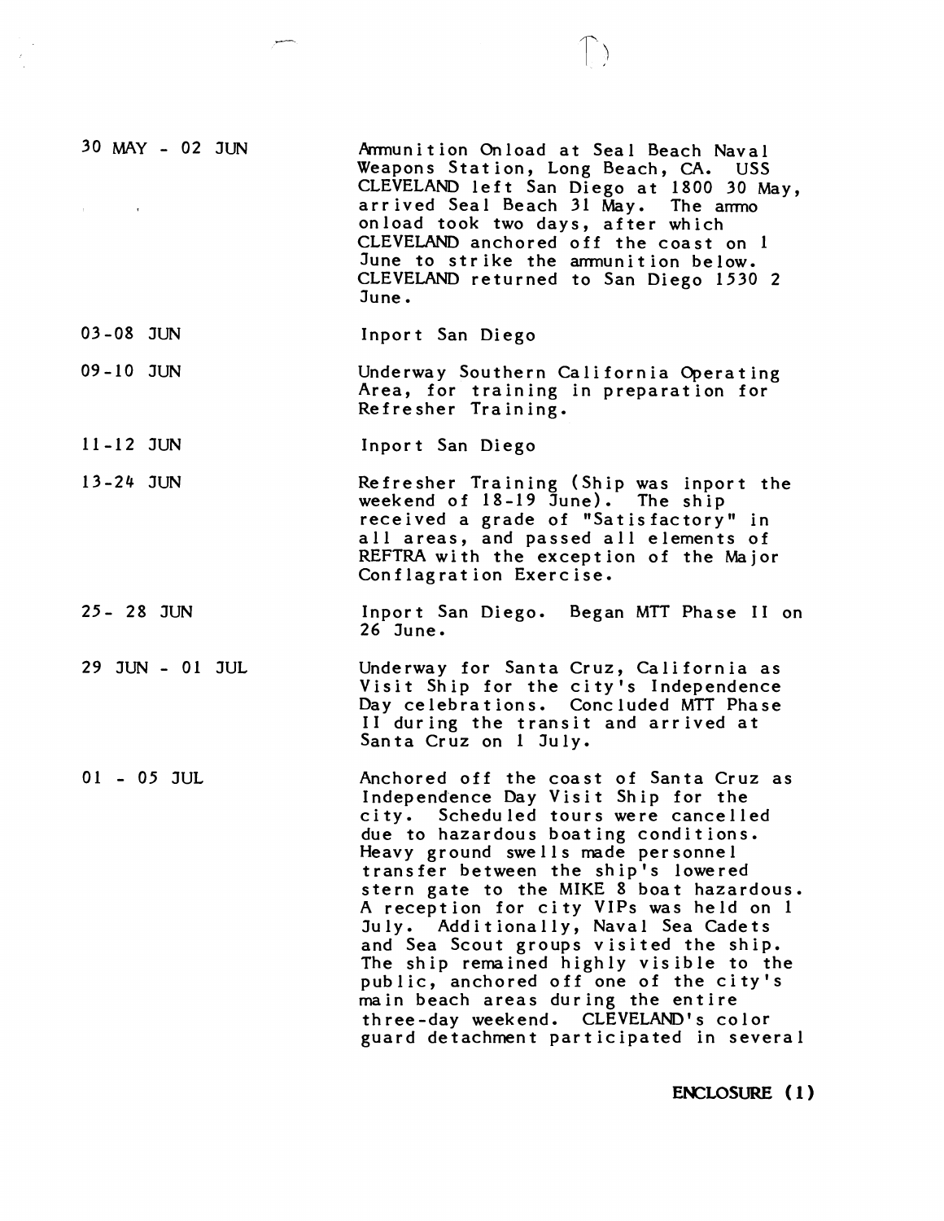| | |
|---|---|
| 30 MAY - 02 JUN | Ammunition Onload at Seal Beach Naval Weapons Station, Long Beach, CA. USS CLEVELAND left San Diego at 1800 30 May, arrived Seal Beach 31 May. The ammo onload took two days, after which CLEVELAND anchored off the coast on 1 June to strike the ammunition below. CLEVELAND returned to San Diego 1530 2 June. |
| 03-08 JUN | Inport San Diego |
| 09-10 JUN | Underway Southern California Operating Area, for training in preparation for Refresher Training. |
| 11-12 JUN | Inport San Diego |
| 13-24 JUN | Refresher Training (Ship was inport the weekend of 18-19 June). The ship received a grade of "Satisfactory" in all areas, and passed all elements of REFTRA with the exception of the Major Conflagration Exercise. |
| 25- 28 JUN | Inport San Diego. Began MTT Phase II on 26 June. |
| 29 JUN - 01 JUL | Underway for Santa Cruz, California as Visit Ship for the city's Independence Day celebrations. Concluded MTT Phase II during the transit and arrived at Santa Cruz on 1 July. |
| 01 - 05 JUL | Anchored off the coast of Santa Cruz as Independence Day Visit Ship for the city. Scheduled tours were cancelled due to hazardous boating conditions. Heavy ground swells made personnel transfer between the ship's lowered stern gate to the MIKE 8 boat hazardous. A reception for city VIPs was held on 1 July. Additionally, Naval Sea Cadets and Sea Scout groups visited the ship. The ship remained highly visible to the public, anchored off one of the city's main beach areas during the entire three-day weekend. CLEVELAND's color guard detachment participated in several |

**ENCLOSURE (1)**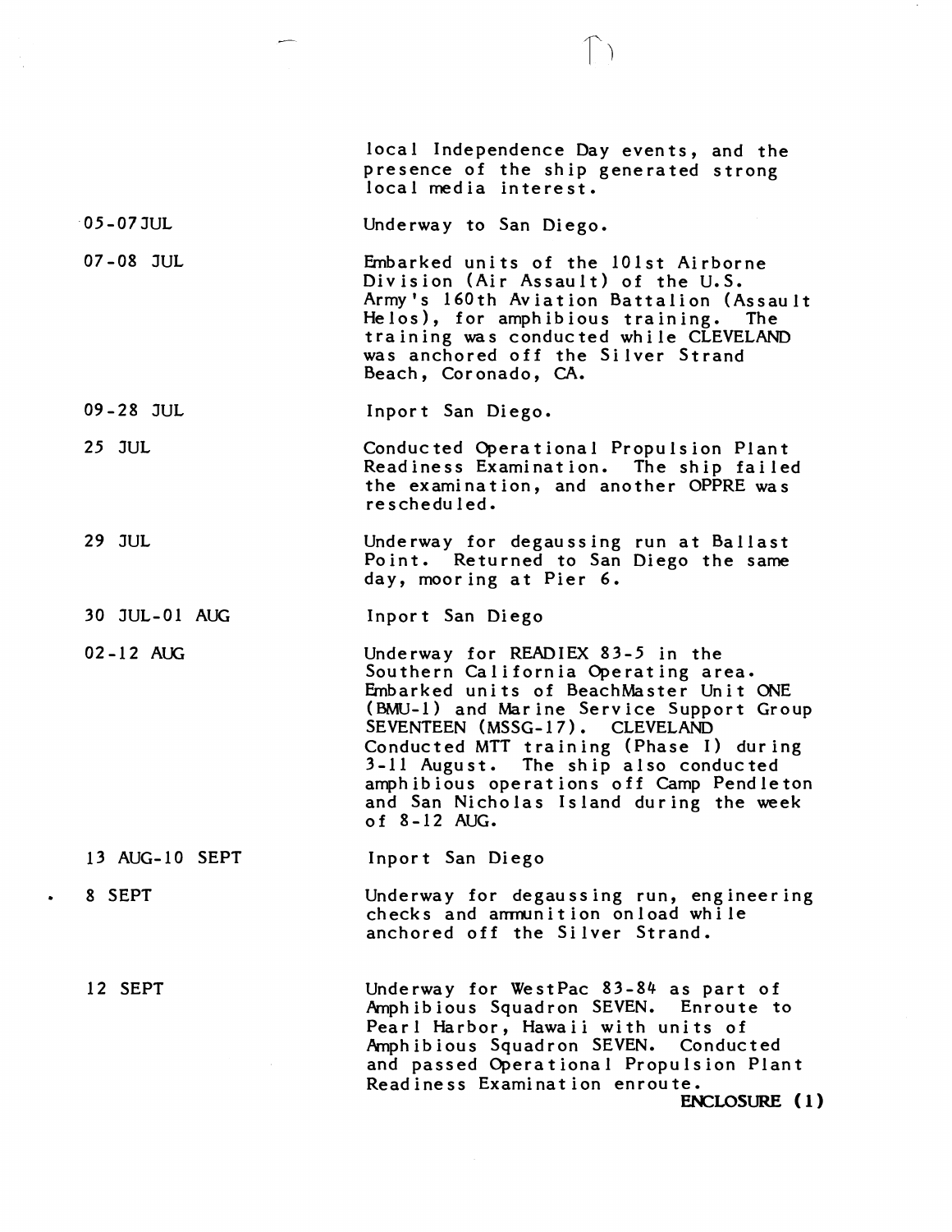local Independence Day events, and the presence of the ship generated strong local media interest.

| | |
|---|---|
| 05-07 JUL | Underway to San Diego. |
| 07-08 JUL | Embarked units of the 101st Airborne Division (Air Assault) of the U.S. Army's 160th Aviation Battalion (Assault Helos), for amphibious training. The training was conducted while CLEVELAND was anchored off the Silver Strand Beach, Coronado, CA. |
| 09-28 JUL | Inport San Diego. |
| 25 JUL | Conducted Operational Propulsion Plant Readiness Examination. The ship failed the examination, and another OPPRE was rescheduled. |
| 29 JUL | Underway for degaussing run at Ballast Point. Returned to San Diego the same day, mooring at Pier 6. |
| 30 JUL-01 AUG | Inport San Diego |
| 02-12 AUG | Underway for READIEX 83-5 in the Southern California Operating area. Embarked units of BeachMaster Unit ONE (BMU-1) and Marine Service Support Group SEVENTEEN (MSSG-17). CLEVELAND Conducted MTT training (Phase I) during 3-11 August. The ship also conducted amphibious operations off Camp Pendleton and San Nicholas Island during the week of 8-12 AUG. |
| 13 AUG-10 SEPT | Inport San Diego |
| 8 SEPT | Underway for degaussing run, engineering checks and ammunition onload while anchored off the Silver Strand. |
| 12 SEPT | Underway for WestPac 83-84 as part of Amphibious Squadron SEVEN. Enroute to Pearl Harbor, Hawaii with units of Amphibious Squadron SEVEN. Conducted and passed Operational Propulsion Plant Readiness Examination enroute. |

**ENCLOSURE (1)**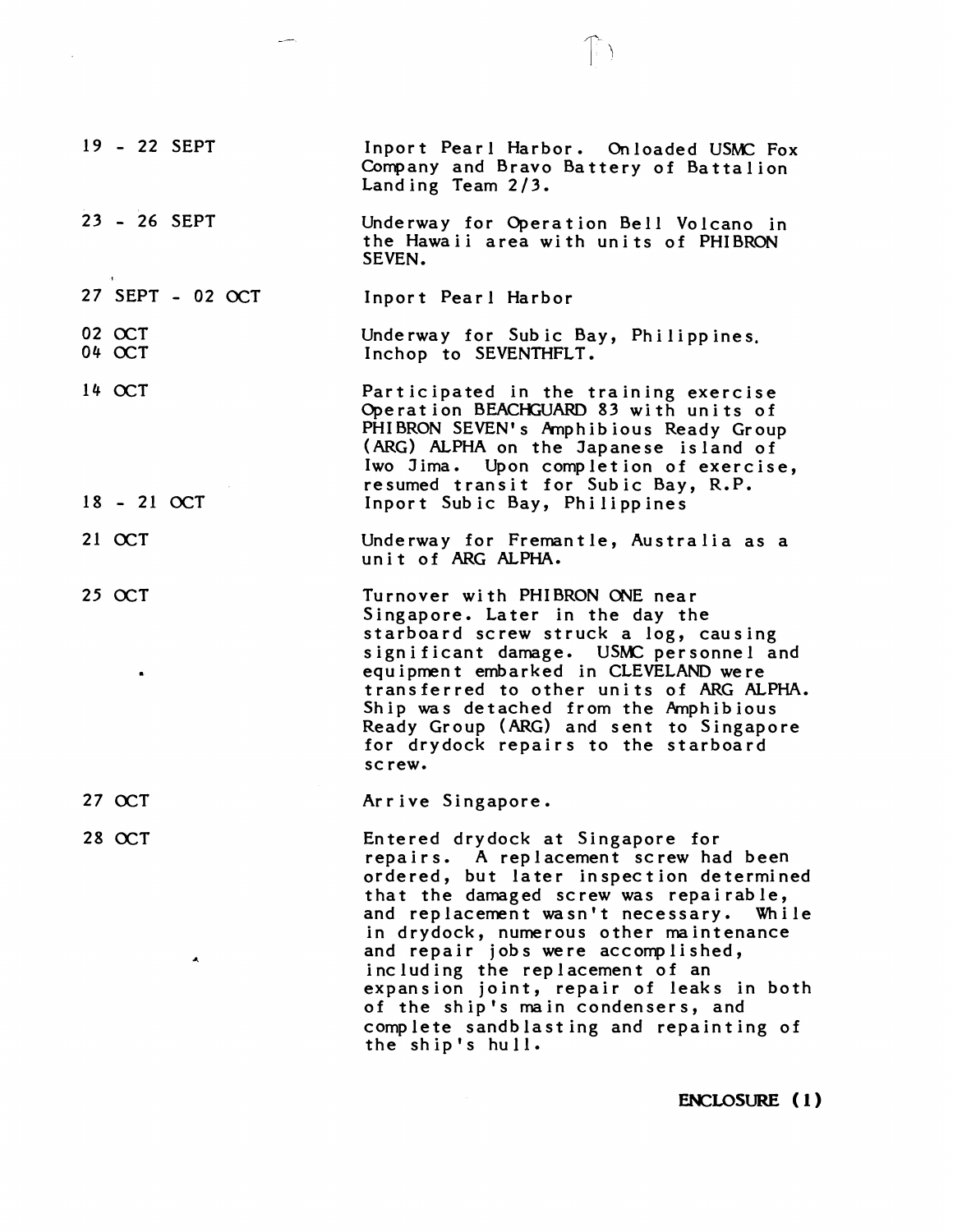| | |
|---|---|
| 19 - 22 SEPT | Inport Pearl Harbor. Onloaded USMC Fox Company and Bravo Battery of Battalion Landing Team 2/3. |
| 23 - 26 SEPT | Underway for Operation Bell Volcano in the Hawaii area with units of PHIBRON SEVEN. |
| 27 SEPT - 02 OCT | Inport Pearl Harbor |
| 02 OCT | Underway for Subic Bay, Philippines. |
| 04 OCT | Inchop to SEVENTHFLT. |
| 14 OCT | Participated in the training exercise Operation BEACHGUARD 83 with units of PHIBRON SEVEN's Amphibious Ready Group (ARG) ALPHA on the Japanese island of Iwo Jima. Upon completion of exercise, resumed transit for Subic Bay, R.P. |
| 18 - 21 OCT | Inport Subic Bay, Philippines |
| 21 OCT | Underway for Fremantle, Australia as a unit of ARG ALPHA. |
| 25 OCT | Turnover with PHIBRON ONE near Singapore. Later in the day the starboard screw struck a log, causing significant damage. USMC personnel and equipment embarked in CLEVELAND were transferred to other units of ARG ALPHA. Ship was detached from the Amphibious Ready Group (ARG) and sent to Singapore for drydock repairs to the starboard screw. |
| 27 OCT | Arrive Singapore. |
| 28 OCT | Entered drydock at Singapore for repairs. A replacement screw had been ordered, but later inspection determined that the damaged screw was repairable, and replacement wasn't necessary. While in drydock, numerous other maintenance and repair jobs were accomplished, including the replacement of an expansion joint, repair of leaks in both of the ship's main condensers, and complete sandblasting and repainting of the ship's hull. |

**ENCLOSURE (1)**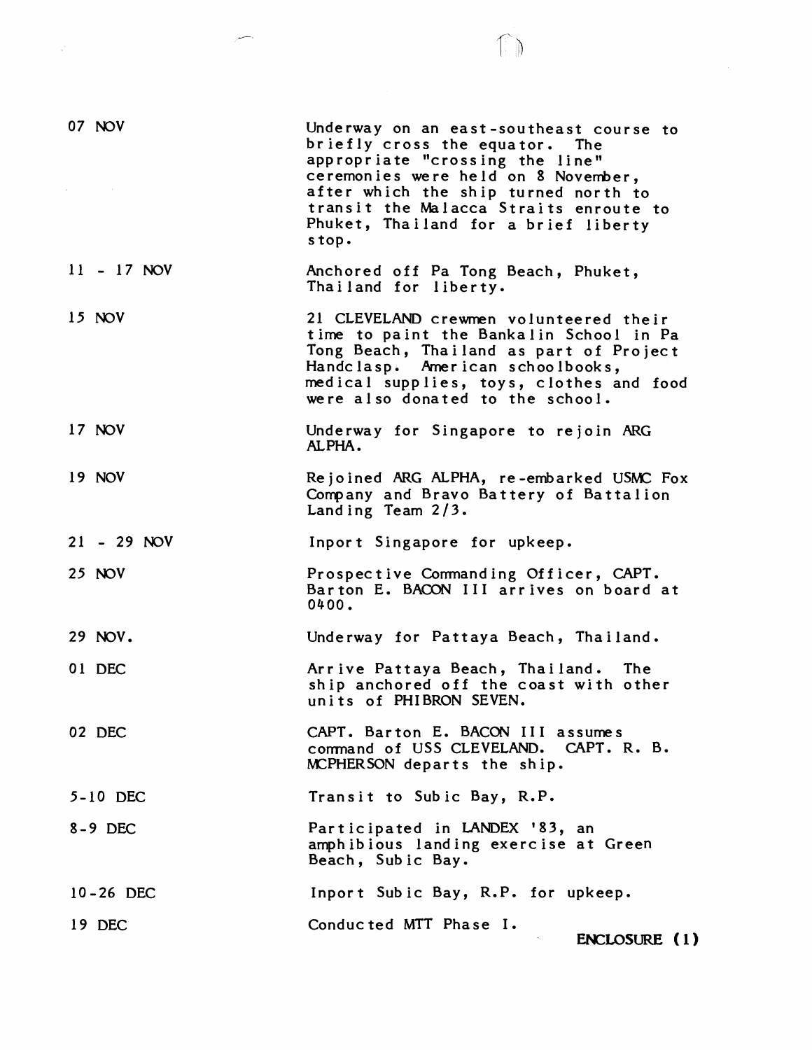| | |
|---|---|
| 07 NOV | Underway on an east-southeast course to briefly cross the equator. The appropriate "crossing the line" ceremonies were held on 8 November, after which the ship turned north to transit the Malacca Straits enroute to Phuket, Thailand for a brief liberty stop. |
| 11 - 17 NOV | Anchored off Pa Tong Beach, Phuket, Thailand for liberty. |
| 15 NOV | 21 CLEVELAND crewmen volunteered their time to paint the Bankalin School in Pa Tong Beach, Thailand as part of Project Handclasp. American schoolbooks, medical supplies, toys, clothes and food were also donated to the school. |
| 17 NOV | Underway for Singapore to rejoin ARG ALPHA. |
| 19 NOV | Rejoined ARG ALPHA, re-embarked USMC Fox Company and Bravo Battery of Battalion Landing Team 2/3. |
| 21 - 29 NOV | Inport Singapore for upkeep. |
| 25 NOV | Prospective Commanding Officer, CAPT. Barton E. BACON III arrives on board at 0400. |
| 29 NOV. | Underway for Pattaya Beach, Thailand. |
| 01 DEC | Arrive Pattaya Beach, Thailand. The ship anchored off the coast with other units of PHIBRON SEVEN. |
| 02 DEC | CAPT. Barton E. BACON III assumes command of USS CLEVELAND. CAPT. R. B. MCPHERSON departs the ship. |
| 5-10 DEC | Transit to Subic Bay, R.P. |
| 8-9 DEC | Participated in LANDEX '83, an amphibious landing exercise at Green Beach, Subic Bay. |
| 10-26 DEC | Inport Subic Bay, R.P. for upkeep. |
| 19 DEC | Conducted MTT Phase I. |

**ENCLOSURE (1)**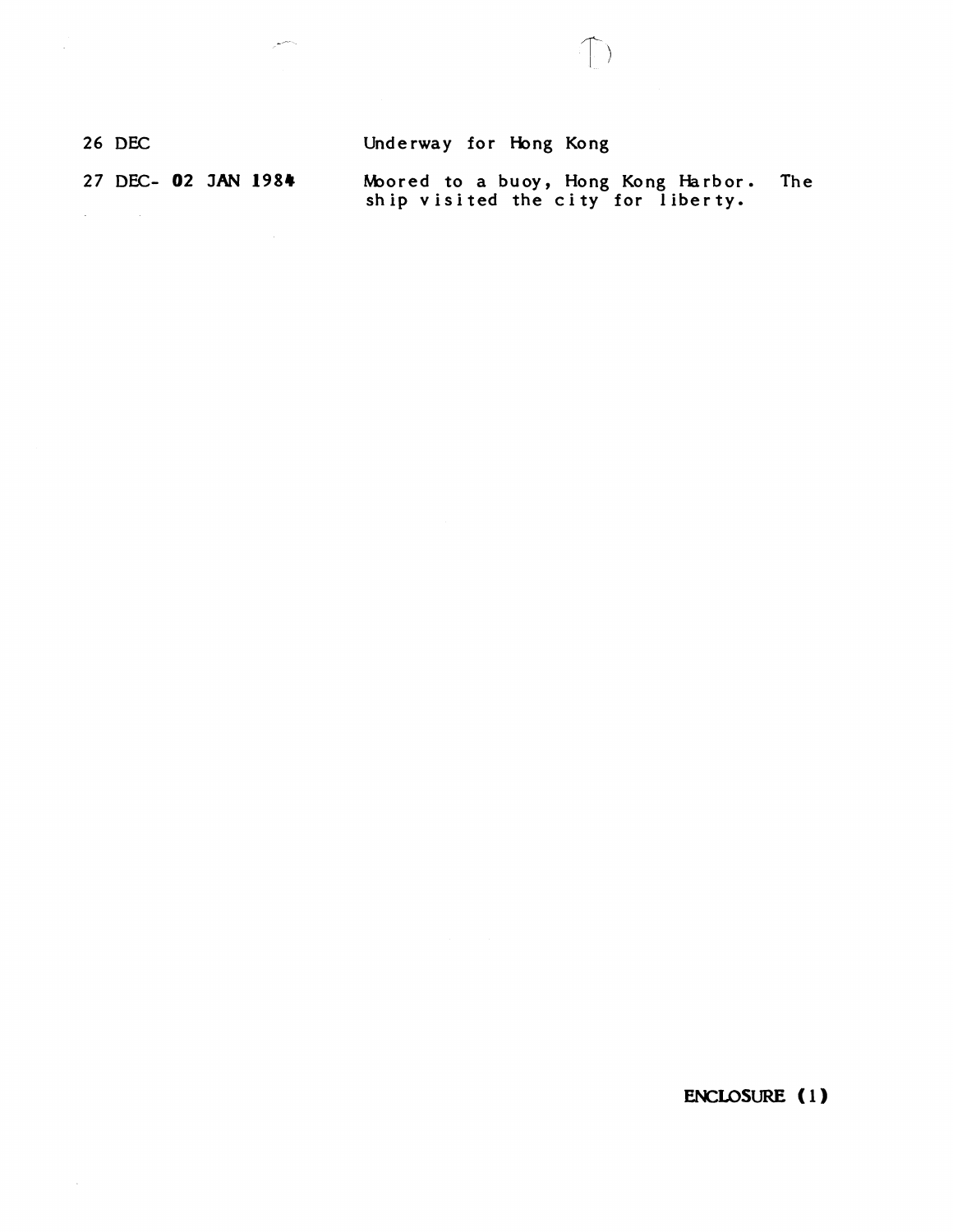| | |
|---|---|
| 26 DEC | Underway for Hong Kong |
| 27 DEC- 02 JAN 1984 | Moored to a buoy, Hong Kong Harbor. The ship visited the city for liberty. |

**ENCLOSURE (1)**